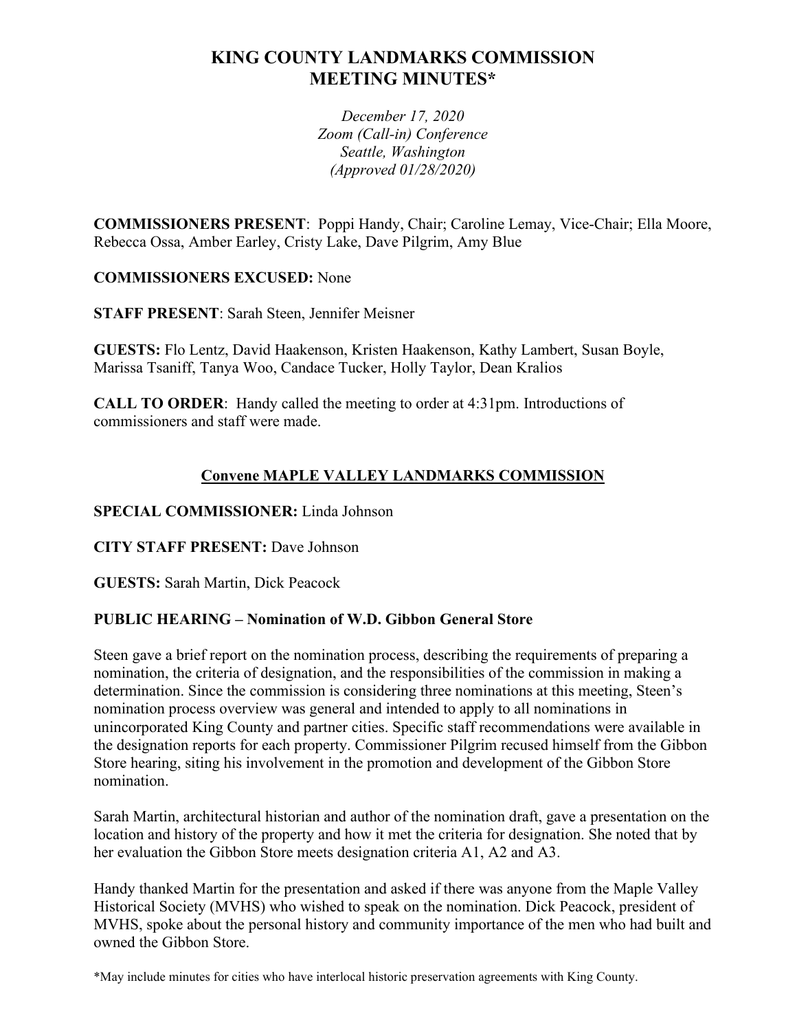# KING COUNTY LANDMARKS COMMISSION MEETING MINUTES*

*December 17, 2020*
*Zoom (Call-in) Conference*
*Seattle, Washington*
*(Approved 01/28/2020)*

**COMMISSIONERS PRESENT**: Poppi Handy, Chair; Caroline Lemay, Vice-Chair; Ella Moore, Rebecca Ossa, Amber Earley, Cristy Lake, Dave Pilgrim, Amy Blue

**COMMISSIONERS EXCUSED:** None

**STAFF PRESENT**: Sarah Steen, Jennifer Meisner

**GUESTS:** Flo Lentz, David Haakenson, Kristen Haakenson, Kathy Lambert, Susan Boyle, Marissa Tsaniff, Tanya Woo, Candace Tucker, Holly Taylor, Dean Kralios

**CALL TO ORDER**: Handy called the meeting to order at 4:31pm. Introductions of commissioners and staff were made.

## Convene MAPLE VALLEY LANDMARKS COMMISSION

**SPECIAL COMMISSIONER:** Linda Johnson

**CITY STAFF PRESENT:** Dave Johnson

**GUESTS:** Sarah Martin, Dick Peacock

### PUBLIC HEARING – Nomination of W.D. Gibbon General Store

Steen gave a brief report on the nomination process, describing the requirements of preparing a nomination, the criteria of designation, and the responsibilities of the commission in making a determination. Since the commission is considering three nominations at this meeting, Steen's nomination process overview was general and intended to apply to all nominations in unincorporated King County and partner cities. Specific staff recommendations were available in the designation reports for each property. Commissioner Pilgrim recused himself from the Gibbon Store hearing, siting his involvement in the promotion and development of the Gibbon Store nomination.

Sarah Martin, architectural historian and author of the nomination draft, gave a presentation on the location and history of the property and how it met the criteria for designation. She noted that by her evaluation the Gibbon Store meets designation criteria A1, A2 and A3.

Handy thanked Martin for the presentation and asked if there was anyone from the Maple Valley Historical Society (MVHS) who wished to speak on the nomination. Dick Peacock, president of MVHS, spoke about the personal history and community importance of the men who had built and owned the Gibbon Store.

*May include minutes for cities who have interlocal historic preservation agreements with King County.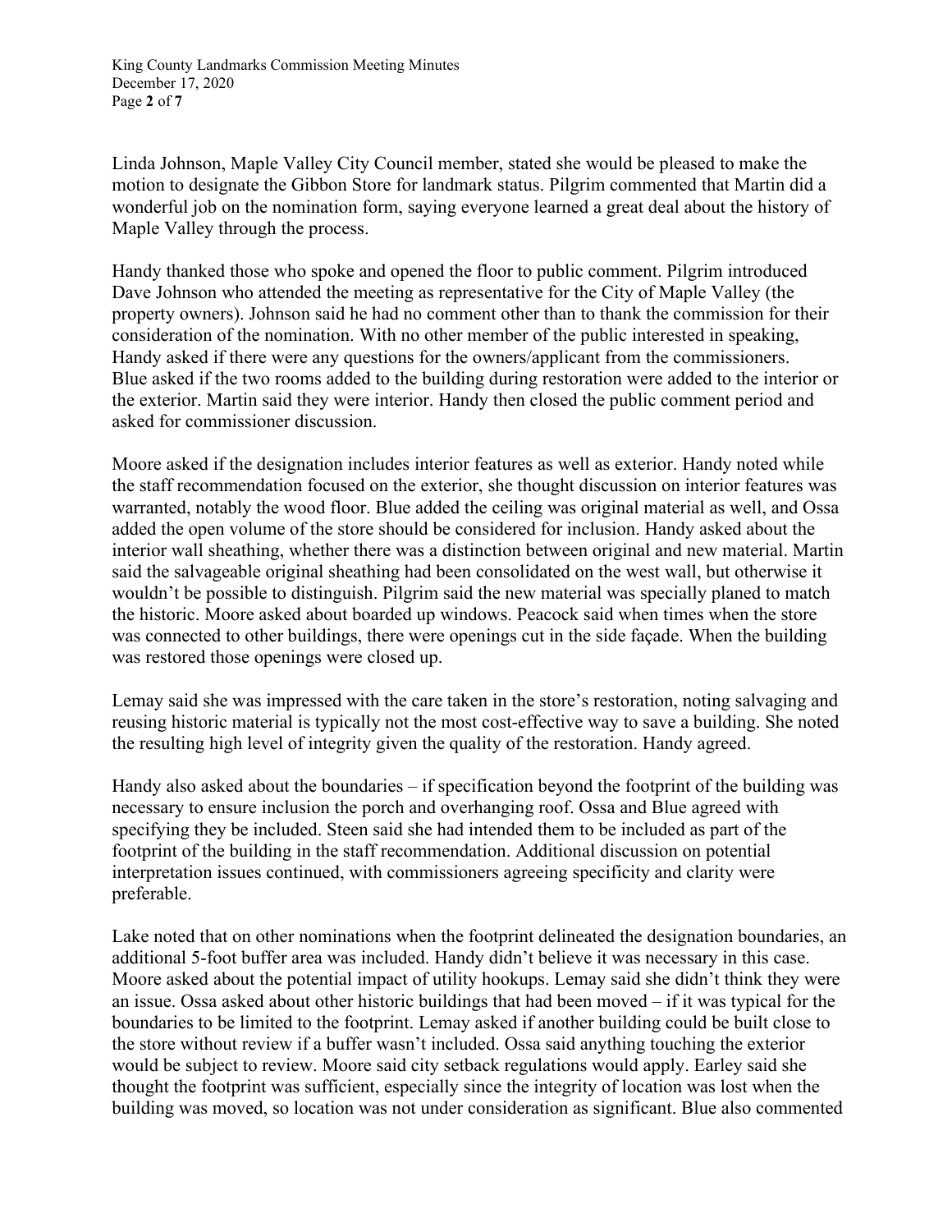Linda Johnson, Maple Valley City Council member, stated she would be pleased to make the motion to designate the Gibbon Store for landmark status. Pilgrim commented that Martin did a wonderful job on the nomination form, saying everyone learned a great deal about the history of Maple Valley through the process.

Handy thanked those who spoke and opened the floor to public comment. Pilgrim introduced Dave Johnson who attended the meeting as representative for the City of Maple Valley (the property owners). Johnson said he had no comment other than to thank the commission for their consideration of the nomination. With no other member of the public interested in speaking, Handy asked if there were any questions for the owners/applicant from the commissioners. Blue asked if the two rooms added to the building during restoration were added to the interior or the exterior. Martin said they were interior. Handy then closed the public comment period and asked for commissioner discussion.

Moore asked if the designation includes interior features as well as exterior. Handy noted while the staff recommendation focused on the exterior, she thought discussion on interior features was warranted, notably the wood floor. Blue added the ceiling was original material as well, and Ossa added the open volume of the store should be considered for inclusion. Handy asked about the interior wall sheathing, whether there was a distinction between original and new material. Martin said the salvageable original sheathing had been consolidated on the west wall, but otherwise it wouldn't be possible to distinguish. Pilgrim said the new material was specially planed to match the historic. Moore asked about boarded up windows. Peacock said when times when the store was connected to other buildings, there were openings cut in the side façade. When the building was restored those openings were closed up.

Lemay said she was impressed with the care taken in the store's restoration, noting salvaging and reusing historic material is typically not the most cost-effective way to save a building. She noted the resulting high level of integrity given the quality of the restoration. Handy agreed.

Handy also asked about the boundaries – if specification beyond the footprint of the building was necessary to ensure inclusion the porch and overhanging roof. Ossa and Blue agreed with specifying they be included. Steen said she had intended them to be included as part of the footprint of the building in the staff recommendation. Additional discussion on potential interpretation issues continued, with commissioners agreeing specificity and clarity were preferable.

Lake noted that on other nominations when the footprint delineated the designation boundaries, an additional 5-foot buffer area was included. Handy didn't believe it was necessary in this case. Moore asked about the potential impact of utility hookups. Lemay said she didn't think they were an issue. Ossa asked about other historic buildings that had been moved – if it was typical for the boundaries to be limited to the footprint. Lemay asked if another building could be built close to the store without review if a buffer wasn't included. Ossa said anything touching the exterior would be subject to review. Moore said city setback regulations would apply. Earley said she thought the footprint was sufficient, especially since the integrity of location was lost when the building was moved, so location was not under consideration as significant. Blue also commented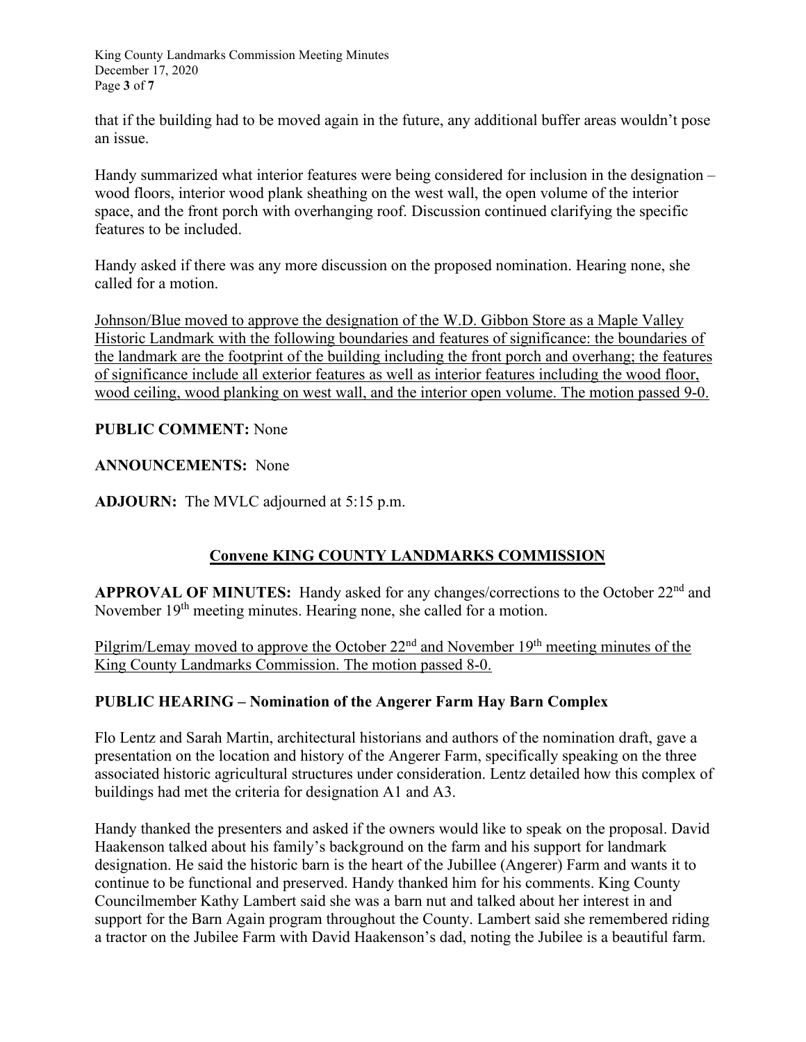that if the building had to be moved again in the future, any additional buffer areas wouldn't pose an issue.

Handy summarized what interior features were being considered for inclusion in the designation – wood floors, interior wood plank sheathing on the west wall, the open volume of the interior space, and the front porch with overhanging roof. Discussion continued clarifying the specific features to be included.

Handy asked if there was any more discussion on the proposed nomination. Hearing none, she called for a motion.

<u>Johnson/Blue moved to approve the designation of the W.D. Gibbon Store as a Maple Valley Historic Landmark with the following boundaries and features of significance: the boundaries of the landmark are the footprint of the building including the front porch and overhang; the features of significance include all exterior features as well as interior features including the wood floor, wood ceiling, wood planking on west wall, and the interior open volume. The motion passed 9-0.</u>

**PUBLIC COMMENT:** None

**ANNOUNCEMENTS:** None

**ADJOURN:** The MVLC adjourned at 5:15 p.m.

## <u>Convene KING COUNTY LANDMARKS COMMISSION</u>

**APPROVAL OF MINUTES:** Handy asked for any changes/corrections to the October 22nd and November 19th meeting minutes. Hearing none, she called for a motion.

<u>Pilgrim/Lemay moved to approve the October 22nd and November 19th meeting minutes of the King County Landmarks Commission. The motion passed 8-0.</u>

**PUBLIC HEARING – Nomination of the Angerer Farm Hay Barn Complex**

Flo Lentz and Sarah Martin, architectural historians and authors of the nomination draft, gave a presentation on the location and history of the Angerer Farm, specifically speaking on the three associated historic agricultural structures under consideration. Lentz detailed how this complex of buildings had met the criteria for designation A1 and A3.

Handy thanked the presenters and asked if the owners would like to speak on the proposal. David Haakenson talked about his family's background on the farm and his support for landmark designation. He said the historic barn is the heart of the Jubillee (Angerer) Farm and wants it to continue to be functional and preserved. Handy thanked him for his comments. King County Councilmember Kathy Lambert said she was a barn nut and talked about her interest in and support for the Barn Again program throughout the County. Lambert said she remembered riding a tractor on the Jubilee Farm with David Haakenson's dad, noting the Jubilee is a beautiful farm.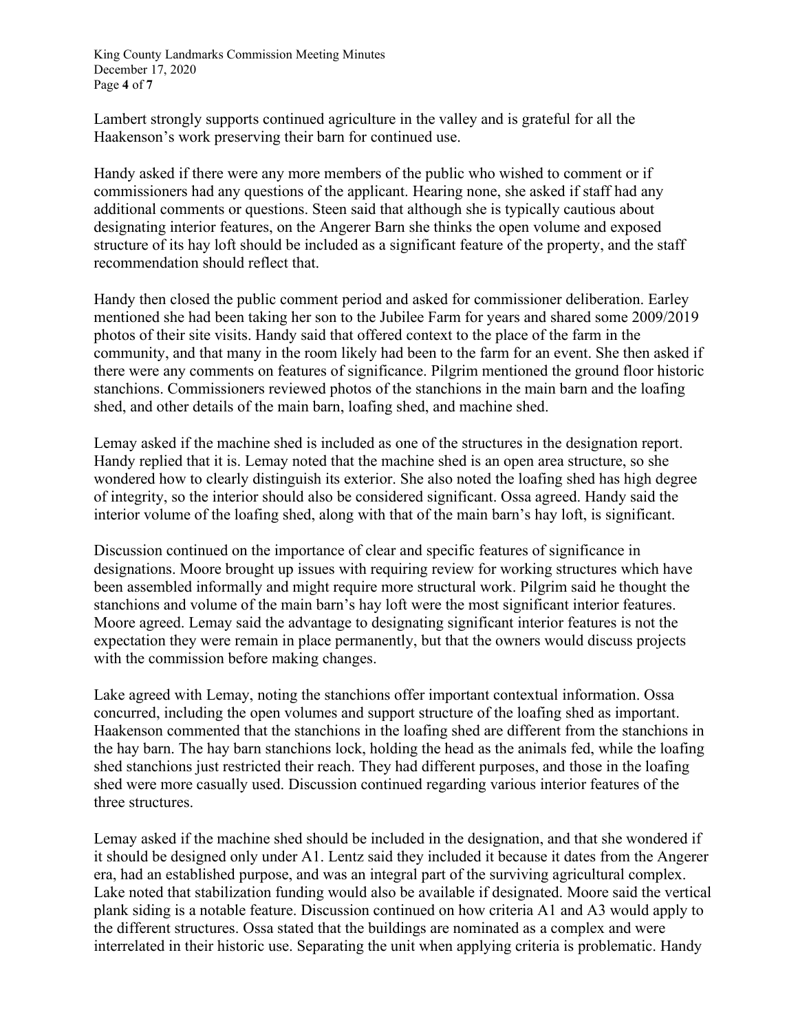Lambert strongly supports continued agriculture in the valley and is grateful for all the Haakenson's work preserving their barn for continued use.

Handy asked if there were any more members of the public who wished to comment or if commissioners had any questions of the applicant. Hearing none, she asked if staff had any additional comments or questions. Steen said that although she is typically cautious about designating interior features, on the Angerer Barn she thinks the open volume and exposed structure of its hay loft should be included as a significant feature of the property, and the staff recommendation should reflect that.

Handy then closed the public comment period and asked for commissioner deliberation. Earley mentioned she had been taking her son to the Jubilee Farm for years and shared some 2009/2019 photos of their site visits. Handy said that offered context to the place of the farm in the community, and that many in the room likely had been to the farm for an event. She then asked if there were any comments on features of significance. Pilgrim mentioned the ground floor historic stanchions. Commissioners reviewed photos of the stanchions in the main barn and the loafing shed, and other details of the main barn, loafing shed, and machine shed.

Lemay asked if the machine shed is included as one of the structures in the designation report. Handy replied that it is. Lemay noted that the machine shed is an open area structure, so she wondered how to clearly distinguish its exterior. She also noted the loafing shed has high degree of integrity, so the interior should also be considered significant. Ossa agreed. Handy said the interior volume of the loafing shed, along with that of the main barn's hay loft, is significant.

Discussion continued on the importance of clear and specific features of significance in designations. Moore brought up issues with requiring review for working structures which have been assembled informally and might require more structural work. Pilgrim said he thought the stanchions and volume of the main barn's hay loft were the most significant interior features. Moore agreed. Lemay said the advantage to designating significant interior features is not the expectation they were remain in place permanently, but that the owners would discuss projects with the commission before making changes.

Lake agreed with Lemay, noting the stanchions offer important contextual information. Ossa concurred, including the open volumes and support structure of the loafing shed as important. Haakenson commented that the stanchions in the loafing shed are different from the stanchions in the hay barn. The hay barn stanchions lock, holding the head as the animals fed, while the loafing shed stanchions just restricted their reach. They had different purposes, and those in the loafing shed were more casually used. Discussion continued regarding various interior features of the three structures.

Lemay asked if the machine shed should be included in the designation, and that she wondered if it should be designed only under A1. Lentz said they included it because it dates from the Angerer era, had an established purpose, and was an integral part of the surviving agricultural complex. Lake noted that stabilization funding would also be available if designated. Moore said the vertical plank siding is a notable feature. Discussion continued on how criteria A1 and A3 would apply to the different structures. Ossa stated that the buildings are nominated as a complex and were interrelated in their historic use. Separating the unit when applying criteria is problematic. Handy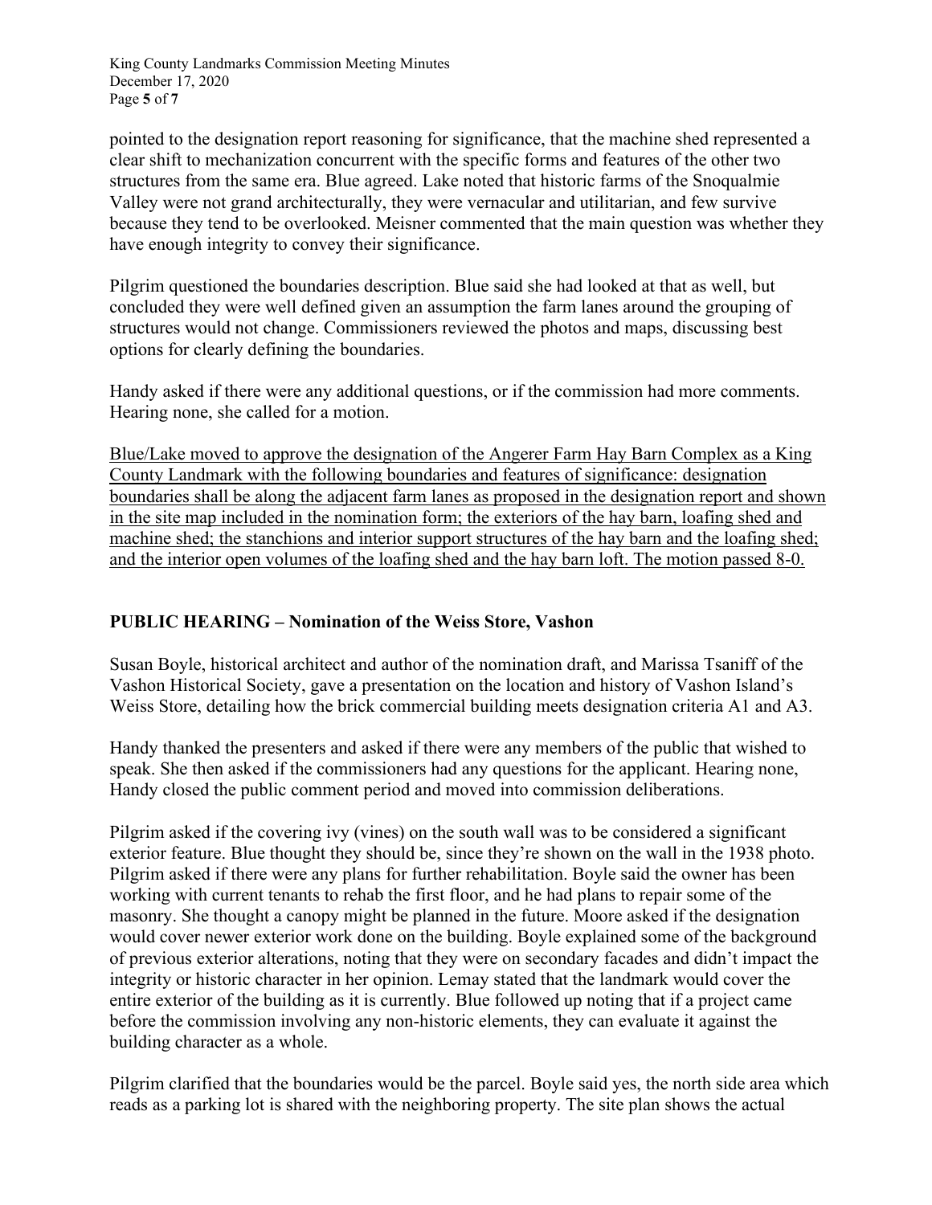pointed to the designation report reasoning for significance, that the machine shed represented a clear shift to mechanization concurrent with the specific forms and features of the other two structures from the same era. Blue agreed. Lake noted that historic farms of the Snoqualmie Valley were not grand architecturally, they were vernacular and utilitarian, and few survive because they tend to be overlooked. Meisner commented that the main question was whether they have enough integrity to convey their significance.

Pilgrim questioned the boundaries description. Blue said she had looked at that as well, but concluded they were well defined given an assumption the farm lanes around the grouping of structures would not change. Commissioners reviewed the photos and maps, discussing best options for clearly defining the boundaries.

Handy asked if there were any additional questions, or if the commission had more comments. Hearing none, she called for a motion.

<u>Blue/Lake moved to approve the designation of the Angerer Farm Hay Barn Complex as a King County Landmark with the following boundaries and features of significance: designation boundaries shall be along the adjacent farm lanes as proposed in the designation report and shown in the site map included in the nomination form; the exteriors of the hay barn, loafing shed and machine shed; the stanchions and interior support structures of the hay barn and the loafing shed; and the interior open volumes of the loafing shed and the hay barn loft. The motion passed 8-0.</u>

## PUBLIC HEARING – Nomination of the Weiss Store, Vashon

Susan Boyle, historical architect and author of the nomination draft, and Marissa Tsaniff of the Vashon Historical Society, gave a presentation on the location and history of Vashon Island's Weiss Store, detailing how the brick commercial building meets designation criteria A1 and A3.

Handy thanked the presenters and asked if there were any members of the public that wished to speak. She then asked if the commissioners had any questions for the applicant. Hearing none, Handy closed the public comment period and moved into commission deliberations.

Pilgrim asked if the covering ivy (vines) on the south wall was to be considered a significant exterior feature. Blue thought they should be, since they're shown on the wall in the 1938 photo. Pilgrim asked if there were any plans for further rehabilitation. Boyle said the owner has been working with current tenants to rehab the first floor, and he had plans to repair some of the masonry. She thought a canopy might be planned in the future. Moore asked if the designation would cover newer exterior work done on the building. Boyle explained some of the background of previous exterior alterations, noting that they were on secondary facades and didn't impact the integrity or historic character in her opinion. Lemay stated that the landmark would cover the entire exterior of the building as it is currently. Blue followed up noting that if a project came before the commission involving any non-historic elements, they can evaluate it against the building character as a whole.

Pilgrim clarified that the boundaries would be the parcel. Boyle said yes, the north side area which reads as a parking lot is shared with the neighboring property. The site plan shows the actual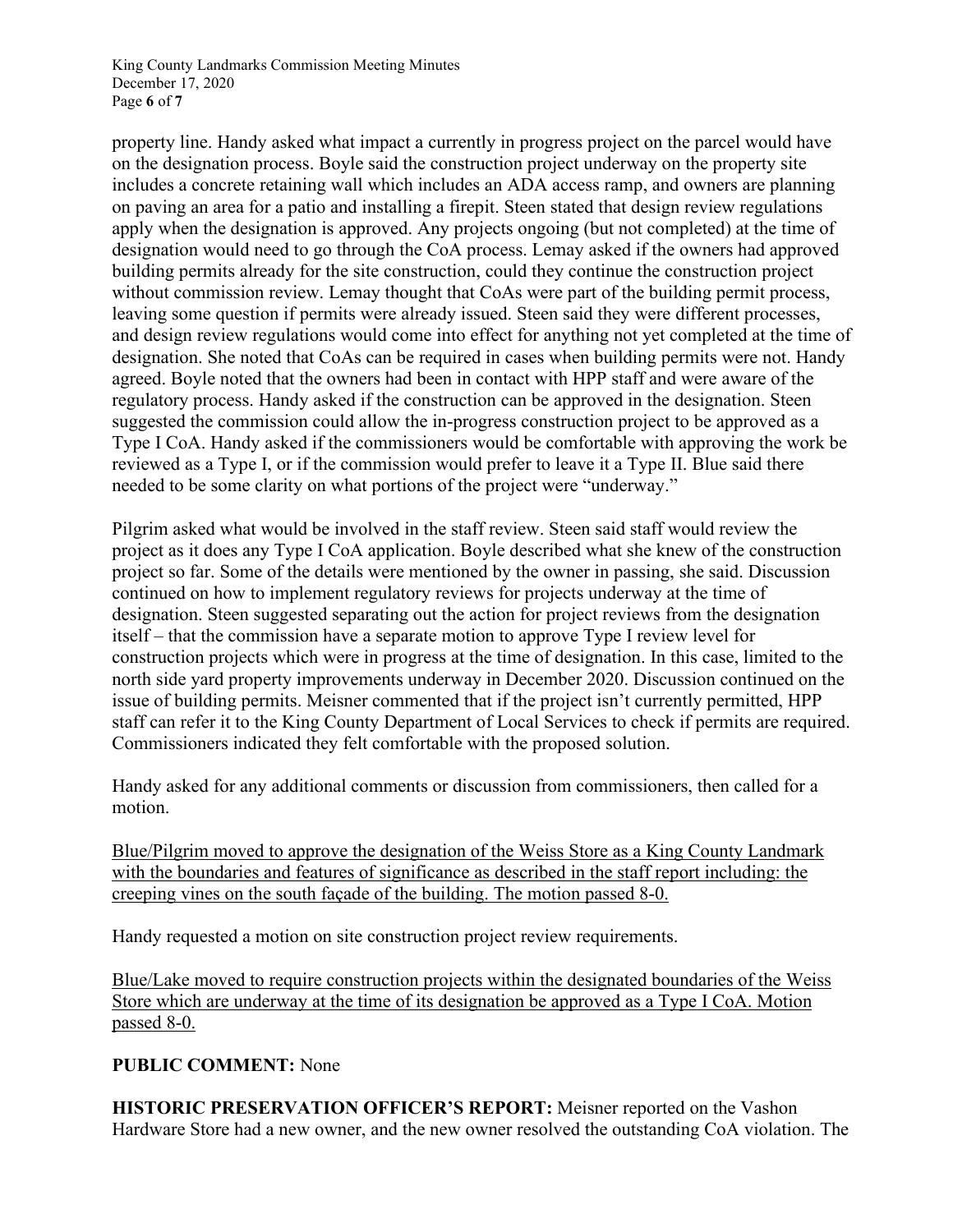property line. Handy asked what impact a currently in progress project on the parcel would have on the designation process. Boyle said the construction project underway on the property site includes a concrete retaining wall which includes an ADA access ramp, and owners are planning on paving an area for a patio and installing a firepit. Steen stated that design review regulations apply when the designation is approved. Any projects ongoing (but not completed) at the time of designation would need to go through the CoA process. Lemay asked if the owners had approved building permits already for the site construction, could they continue the construction project without commission review. Lemay thought that CoAs were part of the building permit process, leaving some question if permits were already issued. Steen said they were different processes, and design review regulations would come into effect for anything not yet completed at the time of designation. She noted that CoAs can be required in cases when building permits were not. Handy agreed. Boyle noted that the owners had been in contact with HPP staff and were aware of the regulatory process. Handy asked if the construction can be approved in the designation. Steen suggested the commission could allow the in-progress construction project to be approved as a Type I CoA. Handy asked if the commissioners would be comfortable with approving the work be reviewed as a Type I, or if the commission would prefer to leave it a Type II. Blue said there needed to be some clarity on what portions of the project were "underway."

Pilgrim asked what would be involved in the staff review. Steen said staff would review the project as it does any Type I CoA application. Boyle described what she knew of the construction project so far. Some of the details were mentioned by the owner in passing, she said. Discussion continued on how to implement regulatory reviews for projects underway at the time of designation. Steen suggested separating out the action for project reviews from the designation itself – that the commission have a separate motion to approve Type I review level for construction projects which were in progress at the time of designation. In this case, limited to the north side yard property improvements underway in December 2020. Discussion continued on the issue of building permits. Meisner commented that if the project isn't currently permitted, HPP staff can refer it to the King County Department of Local Services to check if permits are required. Commissioners indicated they felt comfortable with the proposed solution.

Handy asked for any additional comments or discussion from commissioners, then called for a motion.

<u>Blue/Pilgrim moved to approve the designation of the Weiss Store as a King County Landmark with the boundaries and features of significance as described in the staff report including: the creeping vines on the south façade of the building. The motion passed 8-0.</u>

Handy requested a motion on site construction project review requirements.

<u>Blue/Lake moved to require construction projects within the designated boundaries of the Weiss Store which are underway at the time of its designation be approved as a Type I CoA. Motion passed 8-0.</u>

**PUBLIC COMMENT:** None

**HISTORIC PRESERVATION OFFICER'S REPORT:** Meisner reported on the Vashon Hardware Store had a new owner, and the new owner resolved the outstanding CoA violation. The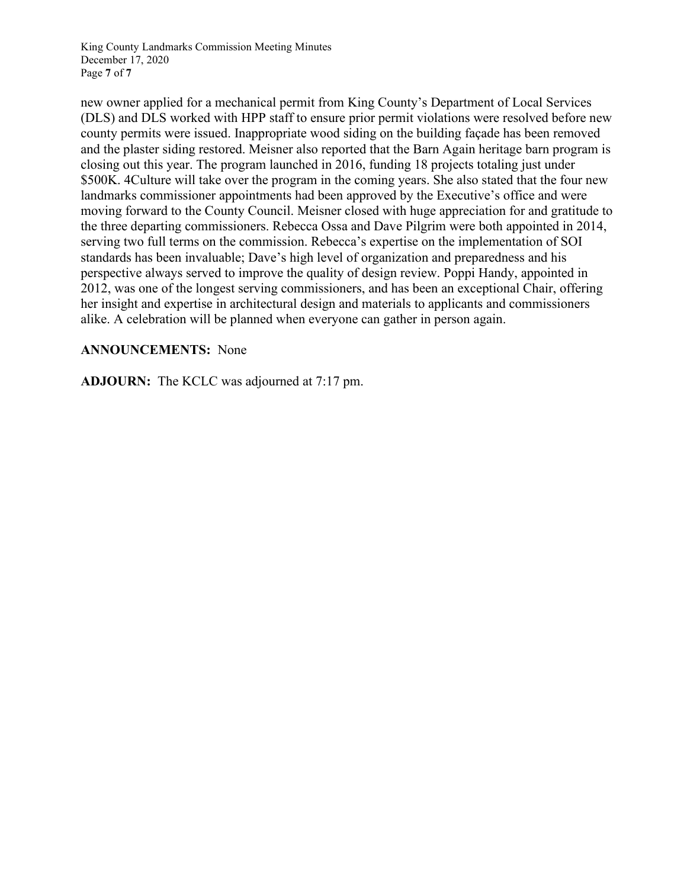new owner applied for a mechanical permit from King County's Department of Local Services (DLS) and DLS worked with HPP staff to ensure prior permit violations were resolved before new county permits were issued. Inappropriate wood siding on the building façade has been removed and the plaster siding restored. Meisner also reported that the Barn Again heritage barn program is closing out this year. The program launched in 2016, funding 18 projects totaling just under $500K. 4Culture will take over the program in the coming years. She also stated that the four new landmarks commissioner appointments had been approved by the Executive's office and were moving forward to the County Council. Meisner closed with huge appreciation for and gratitude to the three departing commissioners. Rebecca Ossa and Dave Pilgrim were both appointed in 2014, serving two full terms on the commission. Rebecca's expertise on the implementation of SOI standards has been invaluable; Dave's high level of organization and preparedness and his perspective always served to improve the quality of design review. Poppi Handy, appointed in 2012, was one of the longest serving commissioners, and has been an exceptional Chair, offering her insight and expertise in architectural design and materials to applicants and commissioners alike. A celebration will be planned when everyone can gather in person again.

**ANNOUNCEMENTS:** None

**ADJOURN:** The KCLC was adjourned at 7:17 pm.